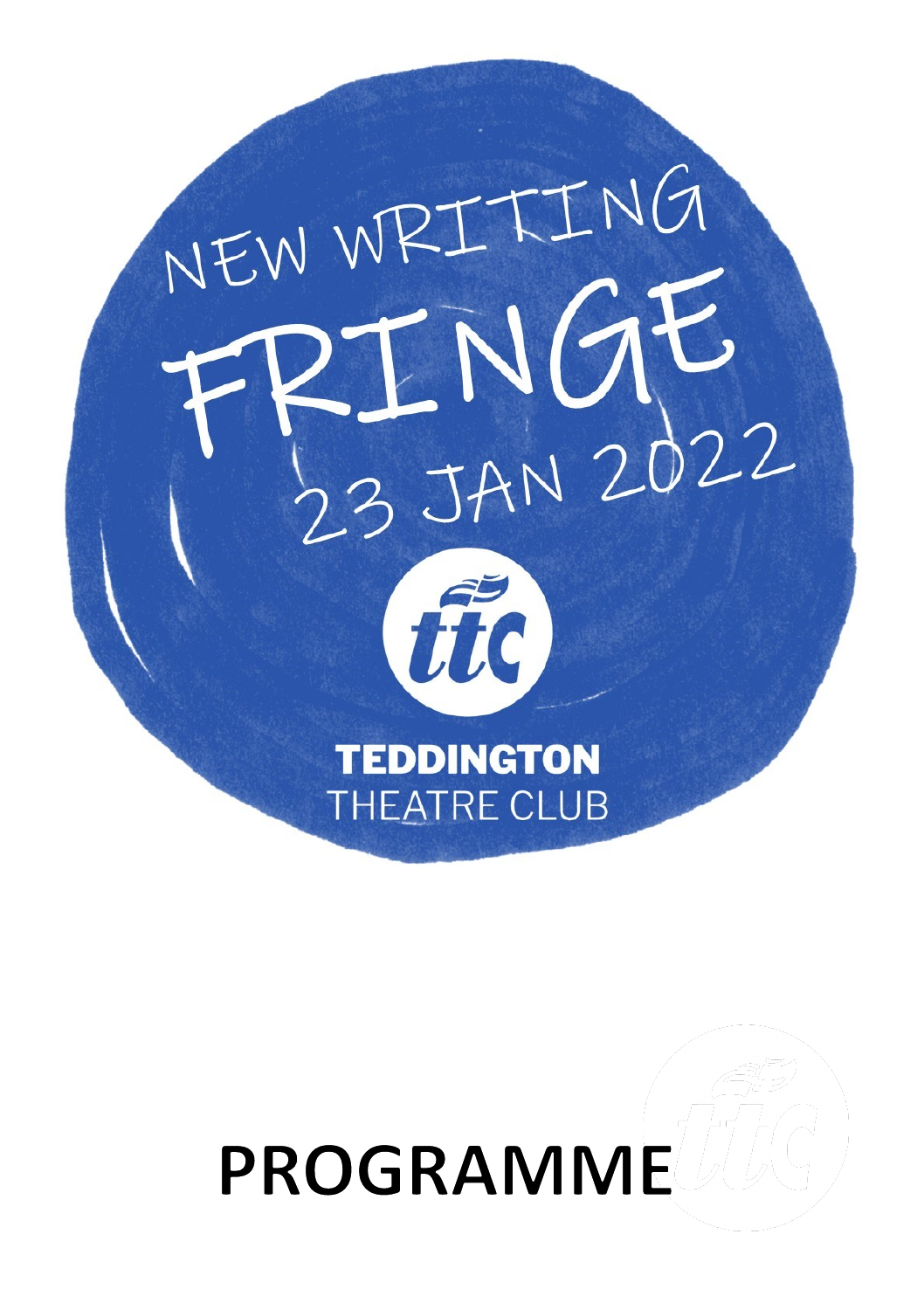# NEW WRITING FRINGE

23 JAN 2022

**TEDDINGTON**
THEATRE CLUB

# PROGRAMME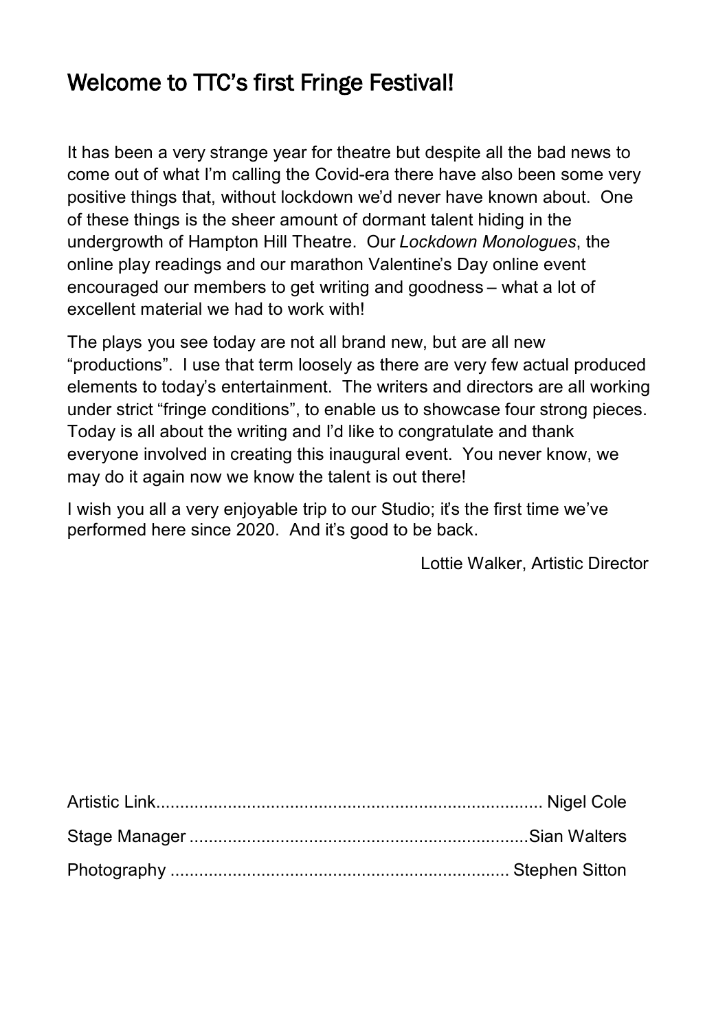# Welcome to TTC's first Fringe Festival!

It has been a very strange year for theatre but despite all the bad news to come out of what I'm calling the Covid-era there have also been some very positive things that, without lockdown we'd never have known about. One of these things is the sheer amount of dormant talent hiding in the undergrowth of Hampton Hill Theatre. Our *Lockdown Monologues*, the online play readings and our marathon Valentine's Day online event encouraged our members to get writing and goodness – what a lot of excellent material we had to work with!

The plays you see today are not all brand new, but are all new "productions". I use that term loosely as there are very few actual produced elements to today's entertainment. The writers and directors are all working under strict "fringe conditions", to enable us to showcase four strong pieces. Today is all about the writing and I'd like to congratulate and thank everyone involved in creating this inaugural event. You never know, we may do it again now we know the talent is out there!

I wish you all a very enjoyable trip to our Studio; it's the first time we've performed here since 2020. And it's good to be back.

Lottie Walker, Artistic Director

Artistic Link................................................................................ Nigel Cole

Stage Manager .......................................................................Sian Walters

Photography ...................................................................... Stephen Sitton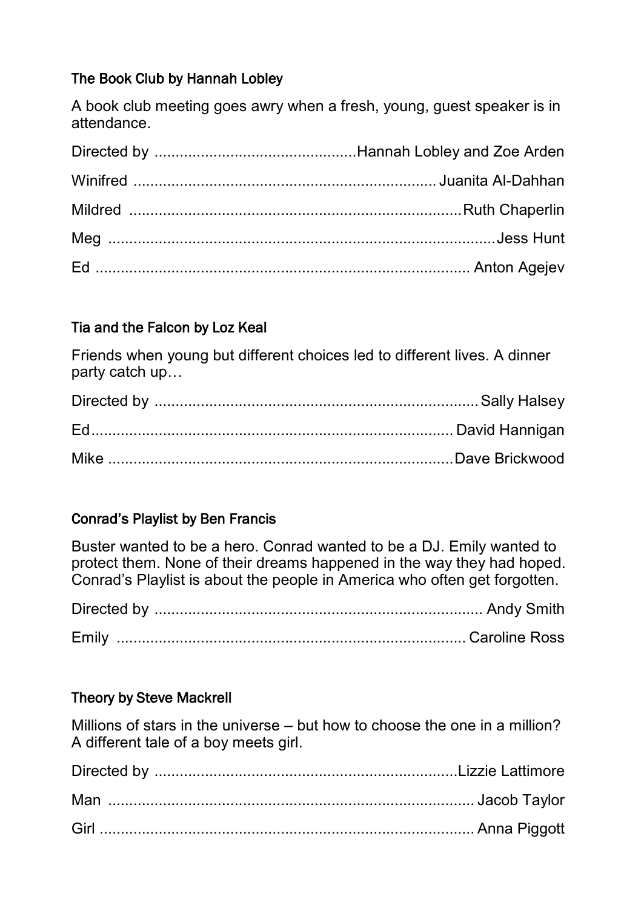### The Book Club by Hannah Lobley

A book club meeting goes awry when a fresh, young, guest speaker is in attendance.

Directed by ............................................... Hannah Lobley and Zoe Arden

Winifred ....................................................................... Juanita Al-Dahhan

Mildred ............................................................................... Ruth Chaperlin

Meg .......................................................................................... Jess Hunt

Ed ......................................................................................... Anton Agejev

### Tia and the Falcon by Loz Keal

Friends when young but different choices led to different lives. A dinner party catch up…

Directed by ............................................................................ Sally Halsey

Ed ...................................................................................... David Hannigan

Mike ................................................................................. Dave Brickwood

### Conrad's Playlist by Ben Francis

Buster wanted to be a hero. Conrad wanted to be a DJ. Emily wanted to protect them. None of their dreams happened in the way they had hoped. Conrad's Playlist is about the people in America who often get forgotten.

Directed by ............................................................................. Andy Smith

Emily ................................................................................... Caroline Ross

### Theory by Steve Mackrell

Millions of stars in the universe – but how to choose the one in a million? A different tale of a boy meets girl.

Directed by ........................................................................ Lizzie Lattimore

Man ...................................................................................... Jacob Taylor

Girl ......................................................................................... Anna Piggott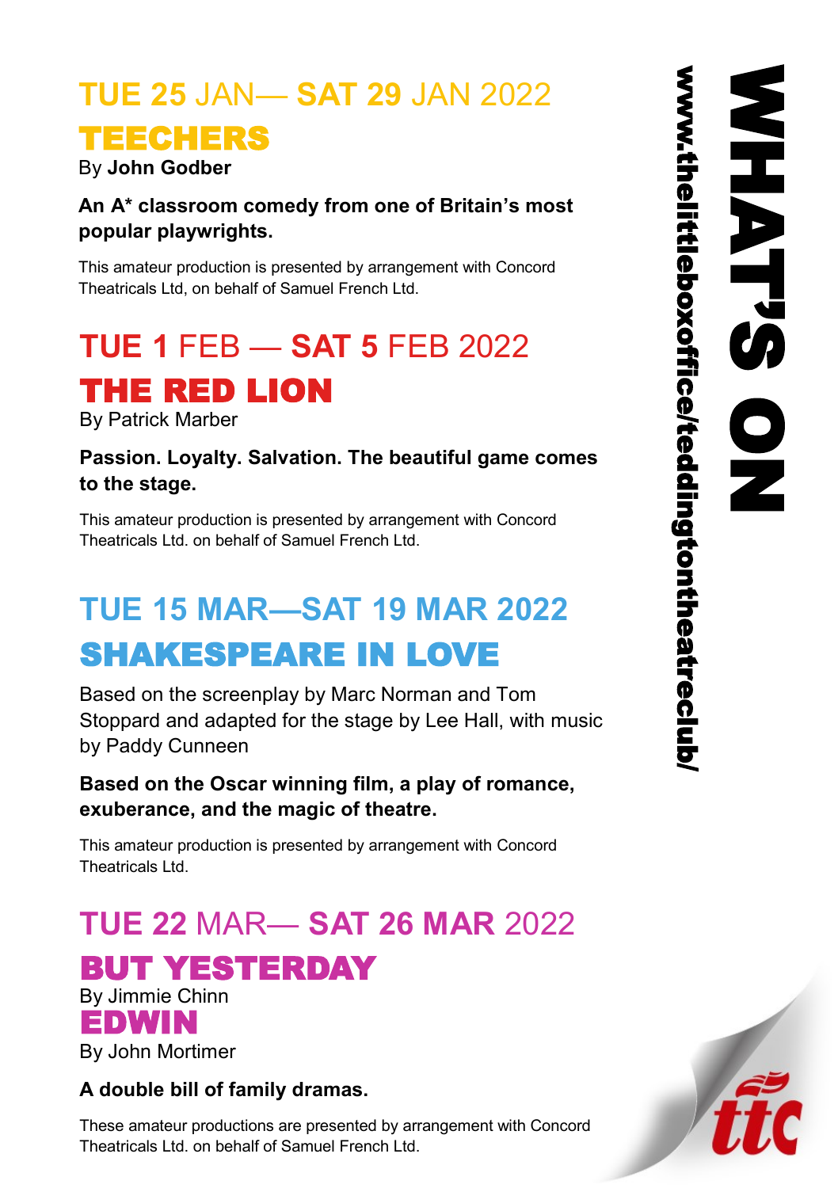# WHAT'S ON

www.thelittleboxoffice/teddingtontheatreclub/

## TUE 25 JAN— SAT 29 JAN 2022

### TEECHERS

By **John Godber**

**An A* classroom comedy from one of Britain's most popular playwrights.**

This amateur production is presented by arrangement with Concord Theatricals Ltd, on behalf of Samuel French Ltd.

## TUE 1 FEB — SAT 5 FEB 2022

### THE RED LION

By Patrick Marber

**Passion. Loyalty. Salvation. The beautiful game comes to the stage.**

This amateur production is presented by arrangement with Concord Theatricals Ltd. on behalf of Samuel French Ltd.

## TUE 15 MAR—SAT 19 MAR 2022

### SHAKESPEARE IN LOVE

Based on the screenplay by Marc Norman and Tom Stoppard and adapted for the stage by Lee Hall, with music by Paddy Cunneen

**Based on the Oscar winning film, a play of romance, exuberance, and the magic of theatre.**

This amateur production is presented by arrangement with Concord Theatricals Ltd.

## TUE 22 MAR— SAT 26 MAR 2022

### BUT YESTERDAY

By Jimmie Chinn

### EDWIN

By John Mortimer

**A double bill of family dramas.**

These amateur productions are presented by arrangement with Concord Theatricals Ltd. on behalf of Samuel French Ltd.

ttc